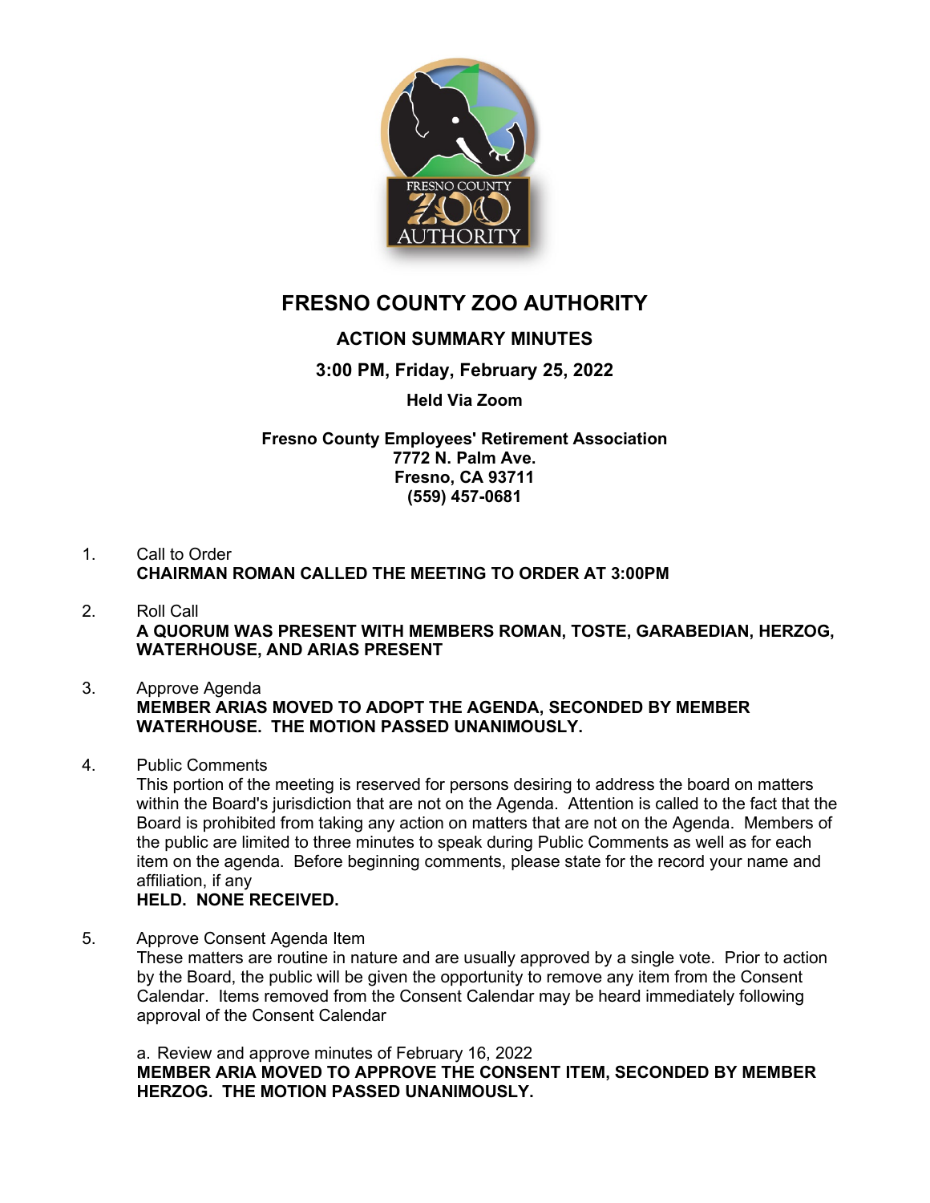# FRESNO COUNTY ZOO AUTHORITY

## ACTION SUMMARY MINUTES

### 3:00 PM, Friday, February 25, 2022

### Held Via Zoom

**Fresno County Employees' Retirement Association**
**7772 N. Palm Ave.**
**Fresno, CA 93711**
**(559) 457-0681**

1. Call to Order
   **CHAIRMAN ROMAN CALLED THE MEETING TO ORDER AT 3:00PM**

2. Roll Call
   **A QUORUM WAS PRESENT WITH MEMBERS ROMAN, TOSTE, GARABEDIAN, HERZOG, WATERHOUSE, AND ARIAS PRESENT**

3. Approve Agenda
   **MEMBER ARIAS MOVED TO ADOPT THE AGENDA, SECONDED BY MEMBER WATERHOUSE. THE MOTION PASSED UNANIMOUSLY.**

4. Public Comments
   This portion of the meeting is reserved for persons desiring to address the board on matters within the Board's jurisdiction that are not on the Agenda. Attention is called to the fact that the Board is prohibited from taking any action on matters that are not on the Agenda. Members of the public are limited to three minutes to speak during Public Comments as well as for each item on the agenda. Before beginning comments, please state for the record your name and affiliation, if any
   **HELD. NONE RECEIVED.**

5. Approve Consent Agenda Item
   These matters are routine in nature and are usually approved by a single vote. Prior to action by the Board, the public will be given the opportunity to remove any item from the Consent Calendar. Items removed from the Consent Calendar may be heard immediately following approval of the Consent Calendar

   a. Review and approve minutes of February 16, 2022
   **MEMBER ARIA MOVED TO APPROVE THE CONSENT ITEM, SECONDED BY MEMBER HERZOG. THE MOTION PASSED UNANIMOUSLY.**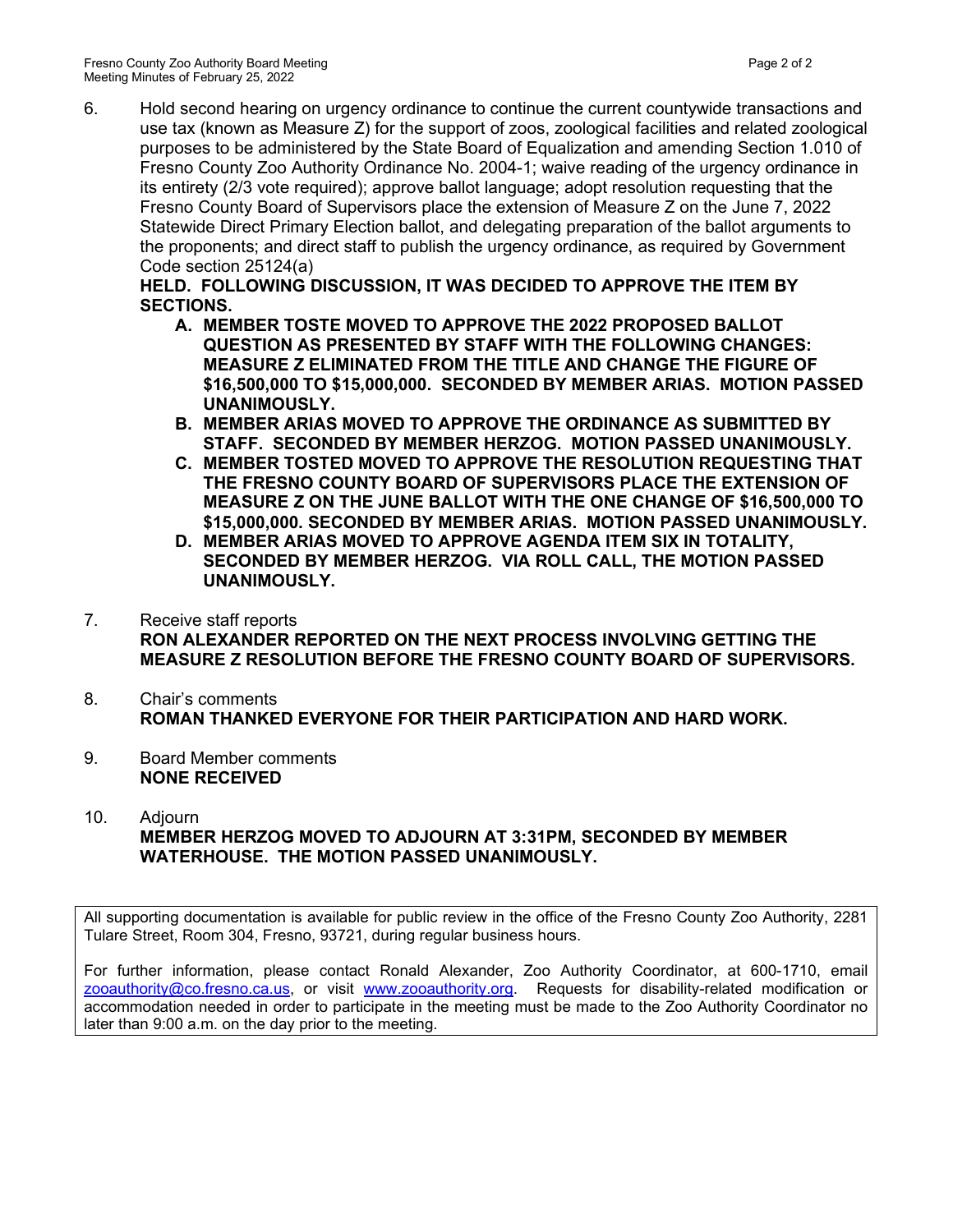6. Hold second hearing on urgency ordinance to continue the current countywide transactions and use tax (known as Measure Z) for the support of zoos, zoological facilities and related zoological purposes to be administered by the State Board of Equalization and amending Section 1.010 of Fresno County Zoo Authority Ordinance No. 2004-1; waive reading of the urgency ordinance in its entirety (2/3 vote required); approve ballot language; adopt resolution requesting that the Fresno County Board of Supervisors place the extension of Measure Z on the June 7, 2022 Statewide Direct Primary Election ballot, and delegating preparation of the ballot arguments to the proponents; and direct staff to publish the urgency ordinance, as required by Government Code section 25124(a)
   **HELD. FOLLOWING DISCUSSION, IT WAS DECIDED TO APPROVE THE ITEM BY SECTIONS.**
   - **A. MEMBER TOSTE MOVED TO APPROVE THE 2022 PROPOSED BALLOT QUESTION AS PRESENTED BY STAFF WITH THE FOLLOWING CHANGES: MEASURE Z ELIMINATED FROM THE TITLE AND CHANGE THE FIGURE OF $16,500,000 TO $15,000,000. SECONDED BY MEMBER ARIAS. MOTION PASSED UNANIMOUSLY.**
   - **B. MEMBER ARIAS MOVED TO APPROVE THE ORDINANCE AS SUBMITTED BY STAFF. SECONDED BY MEMBER HERZOG. MOTION PASSED UNANIMOUSLY.**
   - **C. MEMBER TOSTED MOVED TO APPROVE THE RESOLUTION REQUESTING THAT THE FRESNO COUNTY BOARD OF SUPERVISORS PLACE THE EXTENSION OF MEASURE Z ON THE JUNE BALLOT WITH THE ONE CHANGE OF $16,500,000 TO $15,000,000. SECONDED BY MEMBER ARIAS. MOTION PASSED UNANIMOUSLY.**
   - **D. MEMBER ARIAS MOVED TO APPROVE AGENDA ITEM SIX IN TOTALITY, SECONDED BY MEMBER HERZOG. VIA ROLL CALL, THE MOTION PASSED UNANIMOUSLY.**

7. Receive staff reports
   **RON ALEXANDER REPORTED ON THE NEXT PROCESS INVOLVING GETTING THE MEASURE Z RESOLUTION BEFORE THE FRESNO COUNTY BOARD OF SUPERVISORS.**

8. Chair's comments
   **ROMAN THANKED EVERYONE FOR THEIR PARTICIPATION AND HARD WORK.**

9. Board Member comments
   **NONE RECEIVED**

10. Adjourn
    **MEMBER HERZOG MOVED TO ADJOURN AT 3:31PM, SECONDED BY MEMBER WATERHOUSE. THE MOTION PASSED UNANIMOUSLY.**

All supporting documentation is available for public review in the office of the Fresno County Zoo Authority, 2281 Tulare Street, Room 304, Fresno, 93721, during regular business hours.

For further information, please contact Ronald Alexander, Zoo Authority Coordinator, at 600-1710, email zooauthority@co.fresno.ca.us, or visit www.zooauthority.org. Requests for disability-related modification or accommodation needed in order to participate in the meeting must be made to the Zoo Authority Coordinator no later than 9:00 a.m. on the day prior to the meeting.